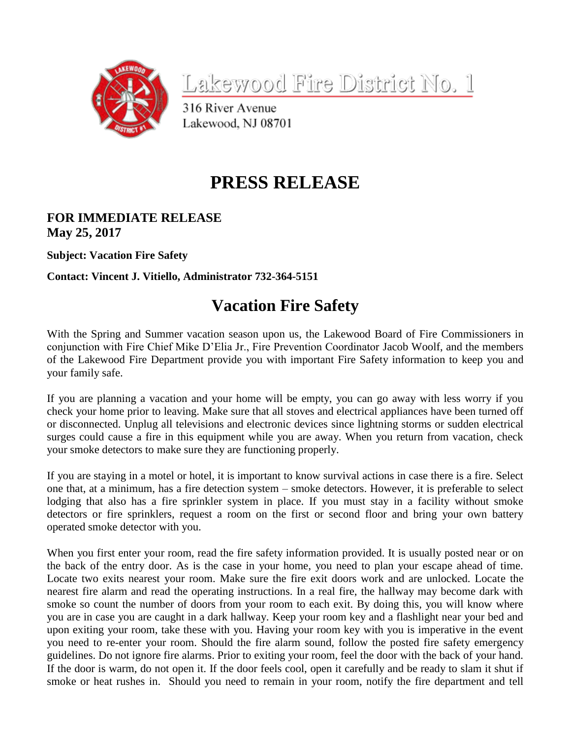Lakewood Fire District No. 1

316 River Avenue
Lakewood, NJ 08701

# PRESS RELEASE

**FOR IMMEDIATE RELEASE**
**May 25, 2017**

**Subject: Vacation Fire Safety**

**Contact: Vincent J. Vitiello, Administrator 732-364-5151**

## Vacation Fire Safety

With the Spring and Summer vacation season upon us, the Lakewood Board of Fire Commissioners in conjunction with Fire Chief Mike D'Elia Jr., Fire Prevention Coordinator Jacob Woolf, and the members of the Lakewood Fire Department provide you with important Fire Safety information to keep you and your family safe.

If you are planning a vacation and your home will be empty, you can go away with less worry if you check your home prior to leaving. Make sure that all stoves and electrical appliances have been turned off or disconnected. Unplug all televisions and electronic devices since lightning storms or sudden electrical surges could cause a fire in this equipment while you are away. When you return from vacation, check your smoke detectors to make sure they are functioning properly.

If you are staying in a motel or hotel, it is important to know survival actions in case there is a fire. Select one that, at a minimum, has a fire detection system – smoke detectors. However, it is preferable to select lodging that also has a fire sprinkler system in place. If you must stay in a facility without smoke detectors or fire sprinklers, request a room on the first or second floor and bring your own battery operated smoke detector with you.

When you first enter your room, read the fire safety information provided. It is usually posted near or on the back of the entry door. As is the case in your home, you need to plan your escape ahead of time. Locate two exits nearest your room. Make sure the fire exit doors work and are unlocked. Locate the nearest fire alarm and read the operating instructions. In a real fire, the hallway may become dark with smoke so count the number of doors from your room to each exit. By doing this, you will know where you are in case you are caught in a dark hallway. Keep your room key and a flashlight near your bed and upon exiting your room, take these with you. Having your room key with you is imperative in the event you need to re-enter your room. Should the fire alarm sound, follow the posted fire safety emergency guidelines. Do not ignore fire alarms. Prior to exiting your room, feel the door with the back of your hand. If the door is warm, do not open it. If the door feels cool, open it carefully and be ready to slam it shut if smoke or heat rushes in. Should you need to remain in your room, notify the fire department and tell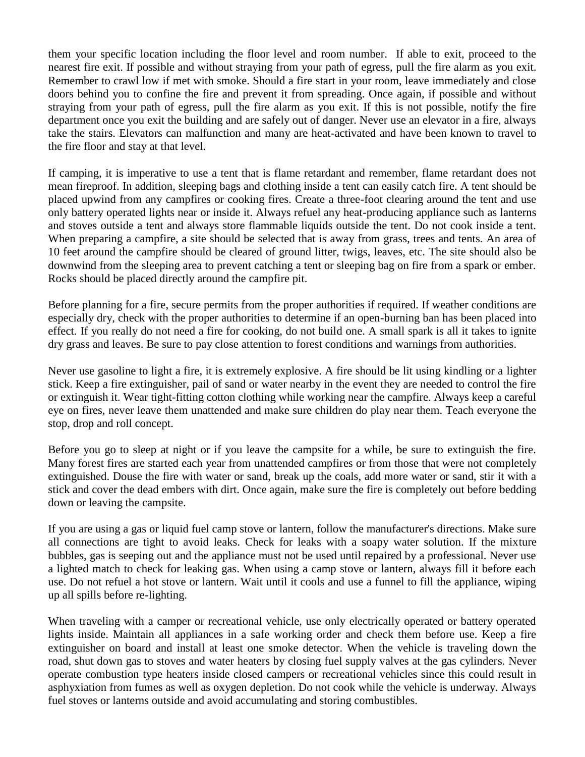them your specific location including the floor level and room number. If able to exit, proceed to the nearest fire exit. If possible and without straying from your path of egress, pull the fire alarm as you exit. Remember to crawl low if met with smoke. Should a fire start in your room, leave immediately and close doors behind you to confine the fire and prevent it from spreading. Once again, if possible and without straying from your path of egress, pull the fire alarm as you exit. If this is not possible, notify the fire department once you exit the building and are safely out of danger. Never use an elevator in a fire, always take the stairs. Elevators can malfunction and many are heat-activated and have been known to travel to the fire floor and stay at that level.

If camping, it is imperative to use a tent that is flame retardant and remember, flame retardant does not mean fireproof. In addition, sleeping bags and clothing inside a tent can easily catch fire. A tent should be placed upwind from any campfires or cooking fires. Create a three-foot clearing around the tent and use only battery operated lights near or inside it. Always refuel any heat-producing appliance such as lanterns and stoves outside a tent and always store flammable liquids outside the tent. Do not cook inside a tent. When preparing a campfire, a site should be selected that is away from grass, trees and tents. An area of 10 feet around the campfire should be cleared of ground litter, twigs, leaves, etc. The site should also be downwind from the sleeping area to prevent catching a tent or sleeping bag on fire from a spark or ember. Rocks should be placed directly around the campfire pit.

Before planning for a fire, secure permits from the proper authorities if required. If weather conditions are especially dry, check with the proper authorities to determine if an open-burning ban has been placed into effect. If you really do not need a fire for cooking, do not build one. A small spark is all it takes to ignite dry grass and leaves. Be sure to pay close attention to forest conditions and warnings from authorities.

Never use gasoline to light a fire, it is extremely explosive. A fire should be lit using kindling or a lighter stick. Keep a fire extinguisher, pail of sand or water nearby in the event they are needed to control the fire or extinguish it. Wear tight-fitting cotton clothing while working near the campfire. Always keep a careful eye on fires, never leave them unattended and make sure children do play near them. Teach everyone the stop, drop and roll concept.

Before you go to sleep at night or if you leave the campsite for a while, be sure to extinguish the fire. Many forest fires are started each year from unattended campfires or from those that were not completely extinguished. Douse the fire with water or sand, break up the coals, add more water or sand, stir it with a stick and cover the dead embers with dirt. Once again, make sure the fire is completely out before bedding down or leaving the campsite.

If you are using a gas or liquid fuel camp stove or lantern, follow the manufacturer's directions. Make sure all connections are tight to avoid leaks. Check for leaks with a soapy water solution. If the mixture bubbles, gas is seeping out and the appliance must not be used until repaired by a professional. Never use a lighted match to check for leaking gas. When using a camp stove or lantern, always fill it before each use. Do not refuel a hot stove or lantern. Wait until it cools and use a funnel to fill the appliance, wiping up all spills before re-lighting.

When traveling with a camper or recreational vehicle, use only electrically operated or battery operated lights inside. Maintain all appliances in a safe working order and check them before use. Keep a fire extinguisher on board and install at least one smoke detector. When the vehicle is traveling down the road, shut down gas to stoves and water heaters by closing fuel supply valves at the gas cylinders. Never operate combustion type heaters inside closed campers or recreational vehicles since this could result in asphyxiation from fumes as well as oxygen depletion. Do not cook while the vehicle is underway. Always fuel stoves or lanterns outside and avoid accumulating and storing combustibles.